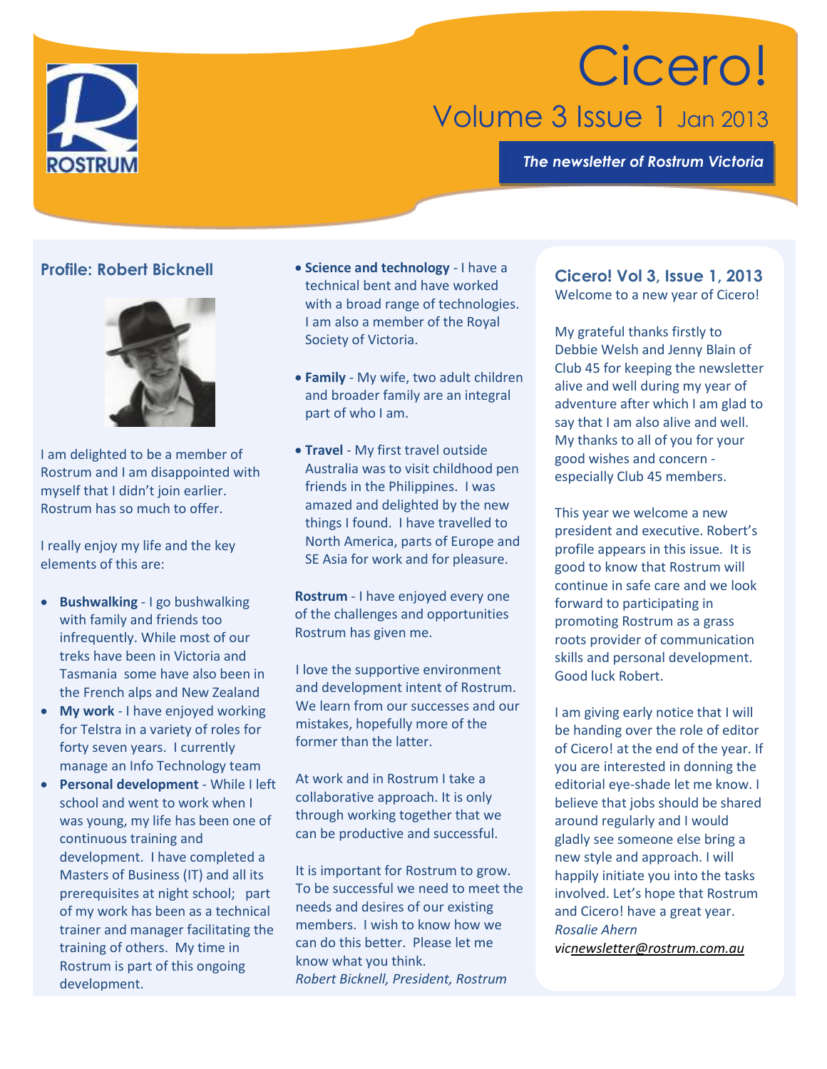# Cicero!

## Volume 3 Issue 1 Jan 2013

*The newsletter of Rostrum Victoria*

### Profile: Robert Bicknell

I am delighted to be a member of Rostrum and I am disappointed with myself that I didn't join earlier. Rostrum has so much to offer.

I really enjoy my life and the key elements of this are:

- **Bushwalking** - I go bushwalking with family and friends too infrequently. While most of our treks have been in Victoria and Tasmania some have also been in the French alps and New Zealand
- **My work** - I have enjoyed working for Telstra in a variety of roles for forty seven years. I currently manage an Info Technology team
- **Personal development** - While I left school and went to work when I was young, my life has been one of continuous training and development. I have completed a Masters of Business (IT) and all its prerequisites at night school; part of my work has been as a technical trainer and manager facilitating the training of others. My time in Rostrum is part of this ongoing development.
- **Science and technology** - I have a technical bent and have worked with a broad range of technologies. I am also a member of the Royal Society of Victoria.
- **Family** - My wife, two adult children and broader family are an integral part of who I am.
- **Travel** - My first travel outside Australia was to visit childhood pen friends in the Philippines. I was amazed and delighted by the new things I found. I have travelled to North America, parts of Europe and SE Asia for work and for pleasure.

**Rostrum** - I have enjoyed every one of the challenges and opportunities Rostrum has given me.

I love the supportive environment and development intent of Rostrum. We learn from our successes and our mistakes, hopefully more of the former than the latter.

At work and in Rostrum I take a collaborative approach. It is only through working together that we can be productive and successful.

It is important for Rostrum to grow. To be successful we need to meet the needs and desires of our existing members. I wish to know how we can do this better. Please let me know what you think.

*Robert Bicknell, President, Rostrum*

### Cicero! Vol 3, Issue 1, 2013

Welcome to a new year of Cicero!

My grateful thanks firstly to Debbie Welsh and Jenny Blain of Club 45 for keeping the newsletter alive and well during my year of adventure after which I am glad to say that I am also alive and well. My thanks to all of you for your good wishes and concern - especially Club 45 members.

This year we welcome a new president and executive. Robert's profile appears in this issue. It is good to know that Rostrum will continue in safe care and we look forward to participating in promoting Rostrum as a grass roots provider of communication skills and personal development. Good luck Robert.

I am giving early notice that I will be handing over the role of editor of Cicero! at the end of the year. If you are interested in donning the editorial eye-shade let me know. I believe that jobs should be shared around regularly and I would gladly see someone else bring a new style and approach. I will happily initiate you into the tasks involved. Let's hope that Rostrum and Cicero! have a great year.

*Rosalie Ahern*

*vicnewsletter@rostrum.com.au*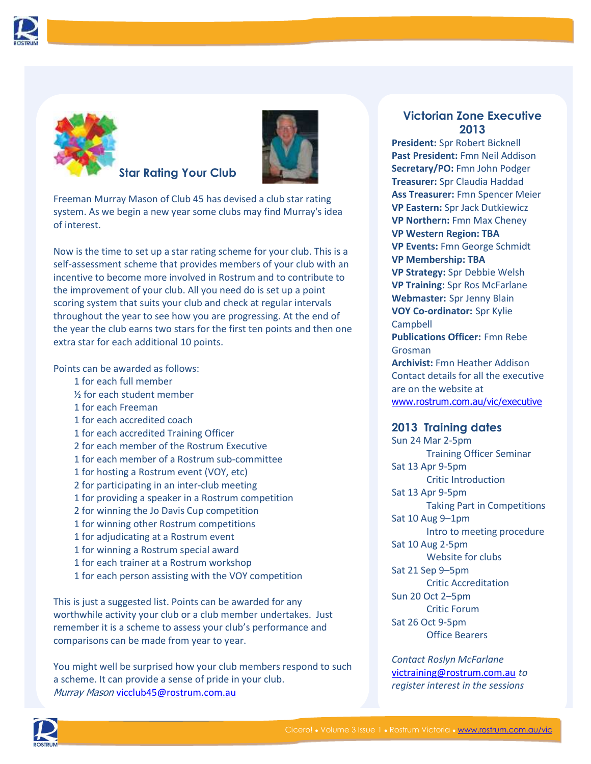## Star Rating Your Club

Freeman Murray Mason of Club 45 has devised a club star rating system. As we begin a new year some clubs may find Murray's idea of interest.

Now is the time to set up a star rating scheme for your club. This is a self-assessment scheme that provides members of your club with an incentive to become more involved in Rostrum and to contribute to the improvement of your club. All you need do is set up a point scoring system that suits your club and check at regular intervals throughout the year to see how you are progressing. At the end of the year the club earns two stars for the first ten points and then one extra star for each additional 10 points.

Points can be awarded as follows:

- 1 for each full member
- ½ for each student member
- 1 for each Freeman
- 1 for each accredited coach
- 1 for each accredited Training Officer
- 2 for each member of the Rostrum Executive
- 1 for each member of a Rostrum sub-committee
- 1 for hosting a Rostrum event (VOY, etc)
- 2 for participating in an inter-club meeting
- 1 for providing a speaker in a Rostrum competition
- 2 for winning the Jo Davis Cup competition
- 1 for winning other Rostrum competitions
- 1 for adjudicating at a Rostrum event
- 1 for winning a Rostrum special award
- 1 for each trainer at a Rostrum workshop
- 1 for each person assisting with the VOY competition

This is just a suggested list. Points can be awarded for any worthwhile activity your club or a club member undertakes. Just remember it is a scheme to assess your club's performance and comparisons can be made from year to year.

You might well be surprised how your club members respond to such a scheme. It can provide a sense of pride in your club.
*Murray Mason* vicclub45@rostrum.com.au

## Victorian Zone Executive 2013

**President:** Spr Robert Bicknell
**Past President:** Fmn Neil Addison
**Secretary/PO:** Fmn John Podger
**Treasurer:** Spr Claudia Haddad
**Ass Treasurer:** Fmn Spencer Meier
**VP Eastern:** Spr Jack Dutkiewicz
**VP Northern:** Fmn Max Cheney
**VP Western Region: TBA**
**VP Events:** Fmn George Schmidt
**VP Membership: TBA**
**VP Strategy:** Spr Debbie Welsh
**VP Training:** Spr Ros McFarlane
**Webmaster:** Spr Jenny Blain
**VOY Co-ordinator:** Spr Kylie Campbell
**Publications Officer:** Fmn Rebe Grosman
**Archivist:** Fmn Heather Addison
Contact details for all the executive are on the website at www.rostrum.com.au/vic/executive

## 2013 Training dates

Sun 24 Mar 2-5pm
Training Officer Seminar
Sat 13 Apr 9-5pm
Critic Introduction
Sat 13 Apr 9-5pm
Taking Part in Competitions
Sat 10 Aug 9–1pm
Intro to meeting procedure
Sat 10 Aug 2-5pm
Website for clubs
Sat 21 Sep 9–5pm
Critic Accreditation
Sun 20 Oct 2–5pm
Critic Forum
Sat 26 Oct 9-5pm
Office Bearers

*Contact Roslyn McFarlane* victraining@rostrum.com.au *to register interest in the sessions*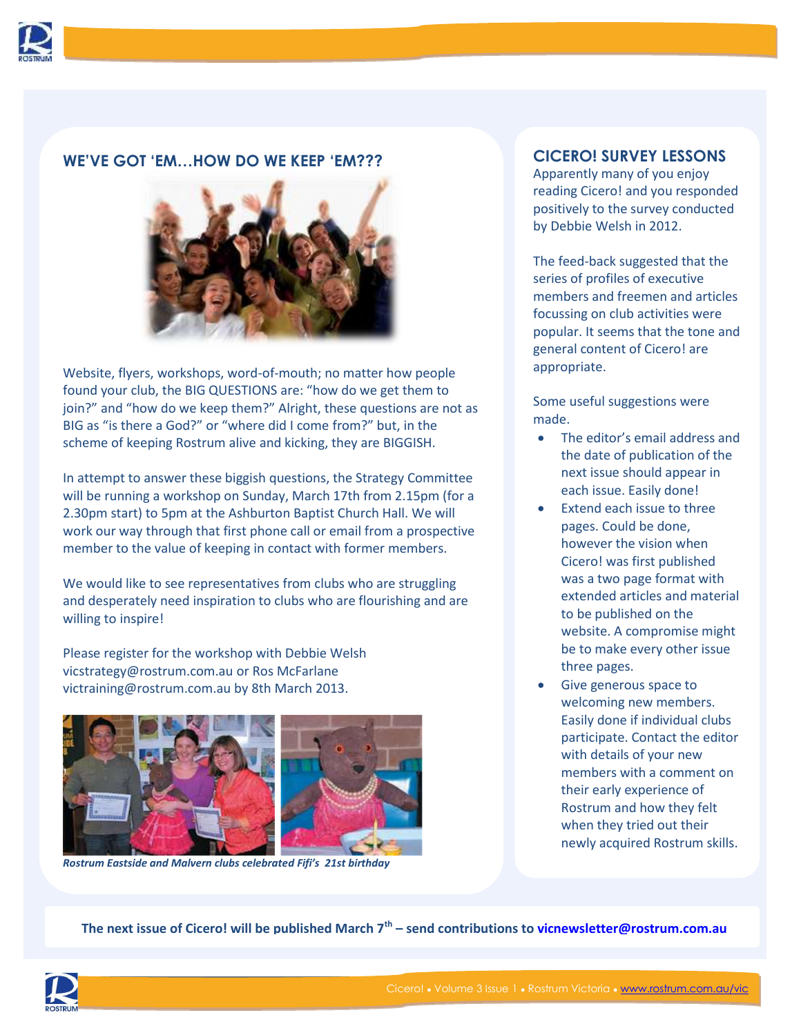## WE'VE GOT 'EM…HOW DO WE KEEP 'EM???

Website, flyers, workshops, word-of-mouth; no matter how people found your club, the BIG QUESTIONS are: "how do we get them to join?" and "how do we keep them?" Alright, these questions are not as BIG as "is there a God?" or "where did I come from?" but, in the scheme of keeping Rostrum alive and kicking, they are BIGGISH.

In attempt to answer these biggish questions, the Strategy Committee will be running a workshop on Sunday, March 17th from 2.15pm (for a 2.30pm start) to 5pm at the Ashburton Baptist Church Hall. We will work our way through that first phone call or email from a prospective member to the value of keeping in contact with former members.

We would like to see representatives from clubs who are struggling and desperately need inspiration to clubs who are flourishing and are willing to inspire!

Please register for the workshop with Debbie Welsh vicstrategy@rostrum.com.au or Ros McFarlane victraining@rostrum.com.au by 8th March 2013.

*Rostrum Eastside and Malvern clubs celebrated Fifi's 21st birthday*

## CICERO! SURVEY LESSONS

Apparently many of you enjoy reading Cicero! and you responded positively to the survey conducted by Debbie Welsh in 2012.

The feed-back suggested that the series of profiles of executive members and freemen and articles focussing on club activities were popular. It seems that the tone and general content of Cicero! are appropriate.

Some useful suggestions were made.

- The editor's email address and the date of publication of the next issue should appear in each issue. Easily done!
- Extend each issue to three pages. Could be done, however the vision when Cicero! was first published was a two page format with extended articles and material to be published on the website. A compromise might be to make every other issue three pages.
- Give generous space to welcoming new members. Easily done if individual clubs participate. Contact the editor with details of your new members with a comment on their early experience of Rostrum and how they felt when they tried out their newly acquired Rostrum skills.

**The next issue of Cicero! will be published March 7th – send contributions to vicnewsletter@rostrum.com.au**